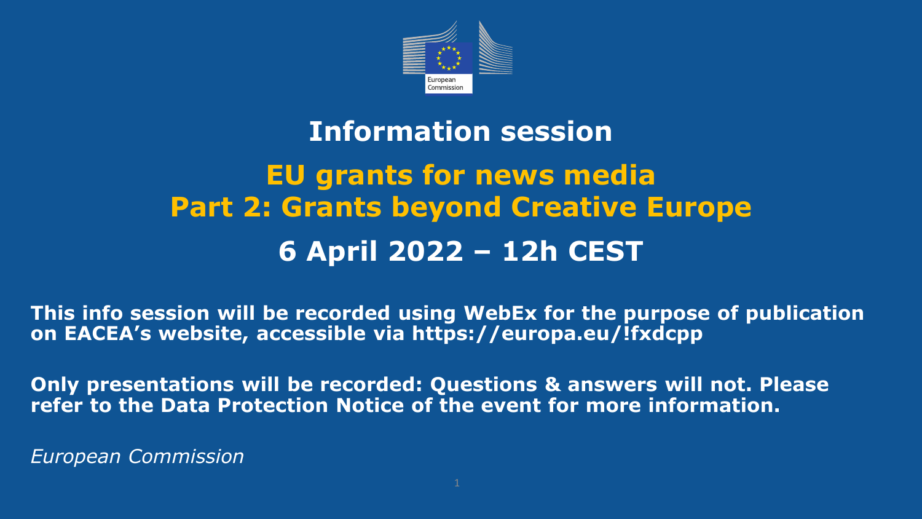# Information session

## EU grants for news media
## Part 2: Grants beyond Creative Europe

## 6 April 2022 – 12h CEST

**This info session will be recorded using WebEx for the purpose of publication on EACEA's website, accessible via https://europa.eu/!fxdcpp**

**Only presentations will be recorded: Questions & answers will not. Please refer to the Data Protection Notice of the event for more information.**

*European Commission*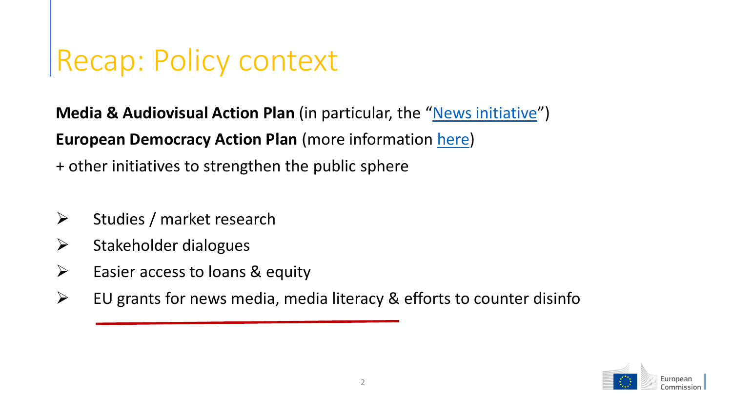# Recap: Policy context

**Media & Audiovisual Action Plan** (in particular, the "News initiative")

**European Democracy Action Plan** (more information here)

+ other initiatives to strengthen the public sphere

- Studies / market research
- Stakeholder dialogues
- Easier access to loans & equity
- EU grants for news media, media literacy & efforts to counter disinfo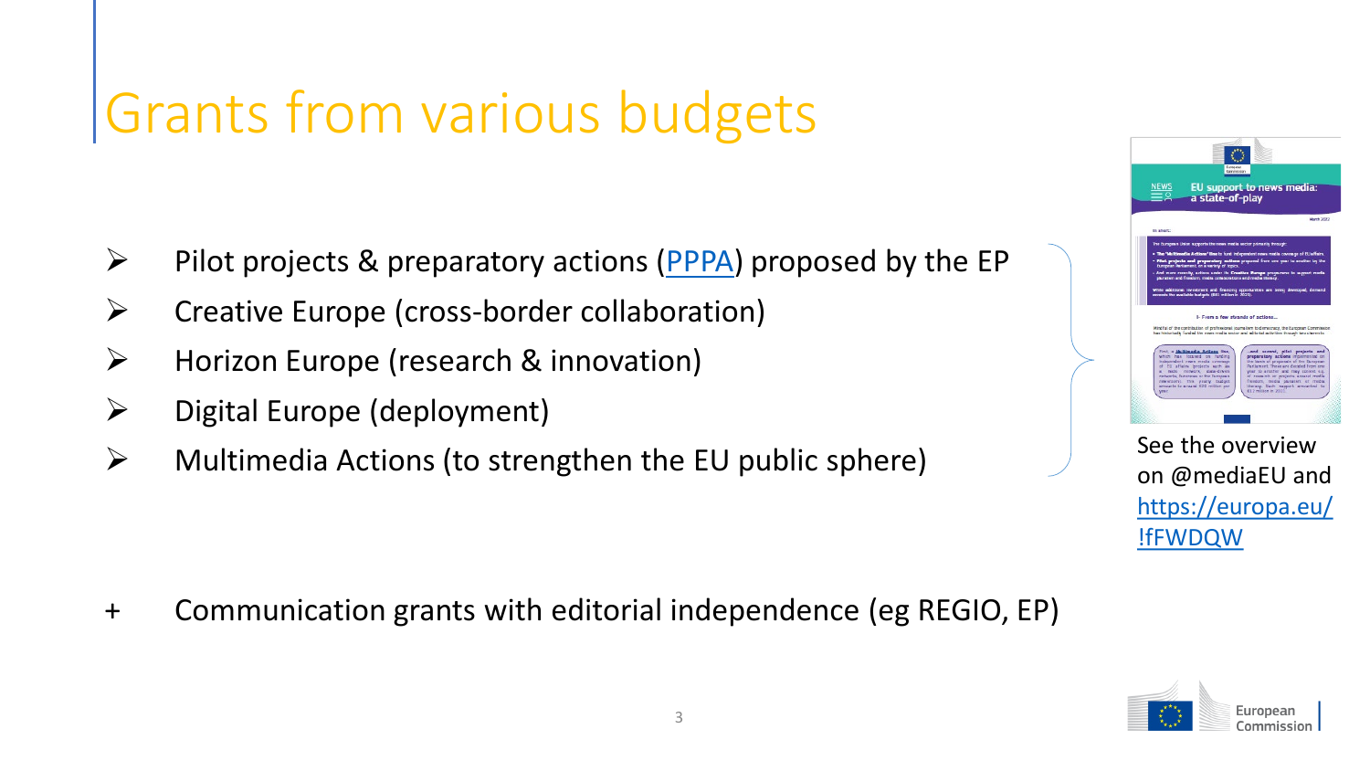# Grants from various budgets

- Pilot projects & preparatory actions (PPPA) proposed by the EP
- Creative Europe (cross-border collaboration)
- Horizon Europe (research & innovation)
- Digital Europe (deployment)
- Multimedia Actions (to strengthen the EU public sphere)

See the overview on @mediaEU and https://europa.eu/!fFWDQW

+ Communication grants with editorial independence (eg REGIO, EP)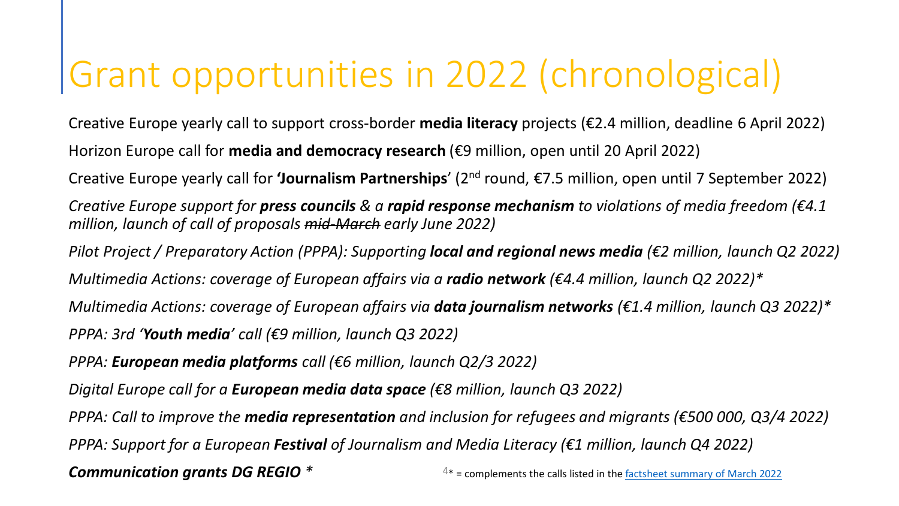# Grant opportunities in 2022 (chronological)

Creative Europe yearly call to support cross-border **media literacy** projects (€2.4 million, deadline 6 April 2022)

Horizon Europe call for **media and democracy research** (€9 million, open until 20 April 2022)

Creative Europe yearly call for **'Journalism Partnerships**' (2nd round, €7.5 million, open until 7 September 2022)

*Creative Europe support for **press councils** & a **rapid response mechanism** to violations of media freedom (€4.1 million, launch of call of proposals ~~mid-March~~ early June 2022)*

*Pilot Project / Preparatory Action (PPPA): Supporting **local and regional news media** (€2 million, launch Q2 2022)*

*Multimedia Actions: coverage of European affairs via a **radio network** (€4.4 million, launch Q2 2022)**

*Multimedia Actions: coverage of European affairs via **data journalism networks** (€1.4 million, launch Q3 2022)**

*PPPA: 3rd '**Youth media**' call (€9 million, launch Q3 2022)*

*PPPA: **European media platforms** call (€6 million, launch Q2/3 2022)*

*Digital Europe call for a **European media data space** (€8 million, launch Q3 2022)*

*PPPA: Call to improve the **media representation** and inclusion for refugees and migrants (€500 000, Q3/4 2022)*

*PPPA: Support for a European **Festival** of Journalism and Media Literacy (€1 million, launch Q4 2022)*

***Communication grants DG REGIO****

* = complements the calls listed in the factsheet summary of March 2022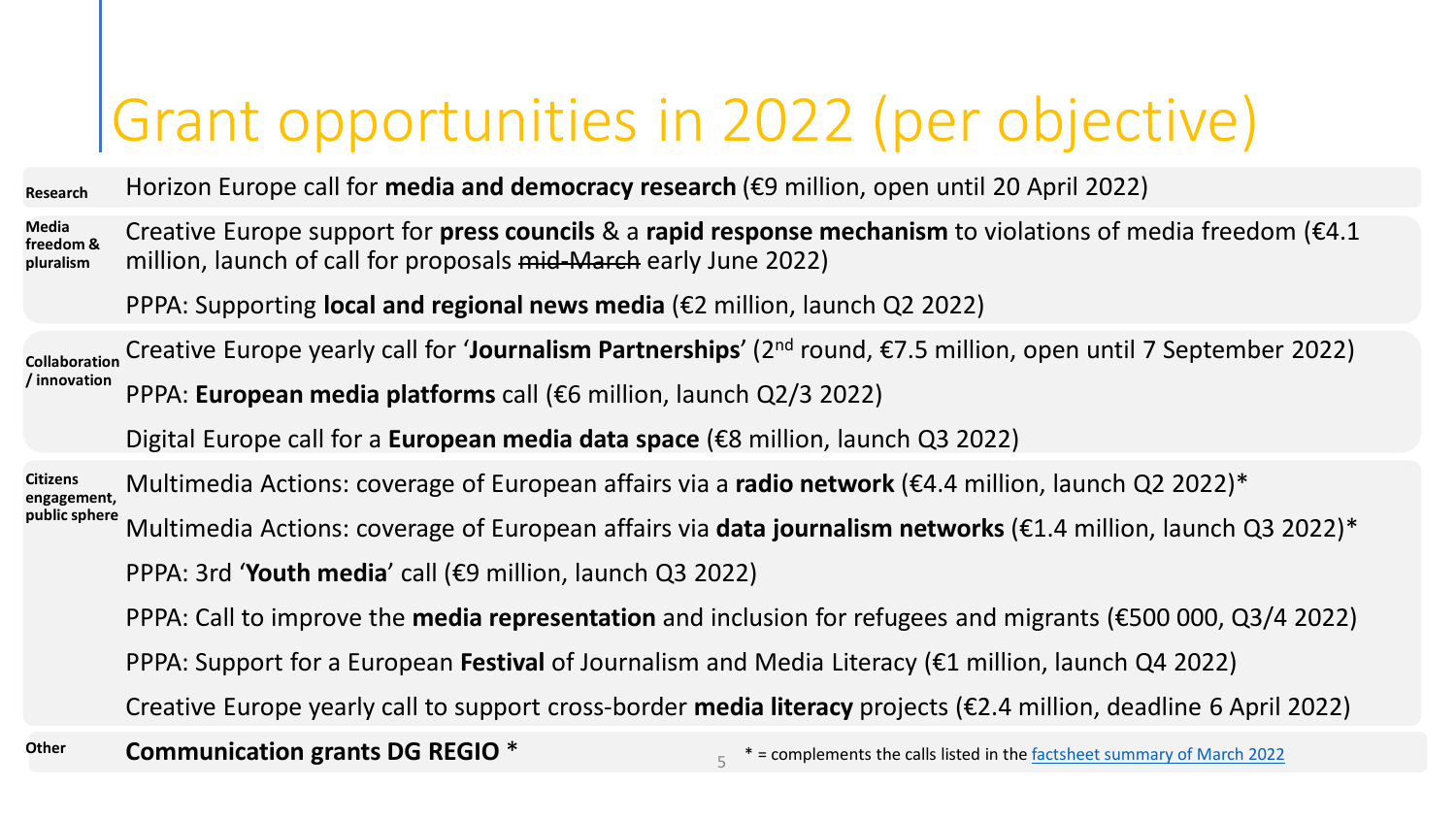# Grant opportunities in 2022 (per objective)

| | |
|---|---|
| **Research** | Horizon Europe call for **media and democracy research** (€9 million, open until 20 April 2022) |
| **Media freedom & pluralism** | Creative Europe support for **press councils** & a **rapid response mechanism** to violations of media freedom (€4.1 million, launch of call for proposals ~~mid-March~~ early June 2022) |
| | PPPA: Supporting **local and regional news media** (€2 million, launch Q2 2022) |
| **Collaboration / innovation** | Creative Europe yearly call for '**Journalism Partnerships**' (2nd round, €7.5 million, open until 7 September 2022) |
| | PPPA: **European media platforms** call (€6 million, launch Q2/3 2022) |
| | Digital Europe call for a **European media data space** (€8 million, launch Q3 2022) |
| **Citizens engagement, public sphere** | Multimedia Actions: coverage of European affairs via a **radio network** (€4.4 million, launch Q2 2022)* |
| | Multimedia Actions: coverage of European affairs via **data journalism networks** (€1.4 million, launch Q3 2022)* |
| | PPPA: 3rd '**Youth media**' call (€9 million, launch Q3 2022) |
| | PPPA: Call to improve the **media representation** and inclusion for refugees and migrants (€500 000, Q3/4 2022) |
| | PPPA: Support for a European **Festival** of Journalism and Media Literacy (€1 million, launch Q4 2022) |
| | Creative Europe yearly call to support cross-border **media literacy** projects (€2.4 million, deadline 6 April 2022) |
| **Other** | **Communication grants DG REGIO** * |

* = complements the calls listed in the [factsheet summary of March 2022]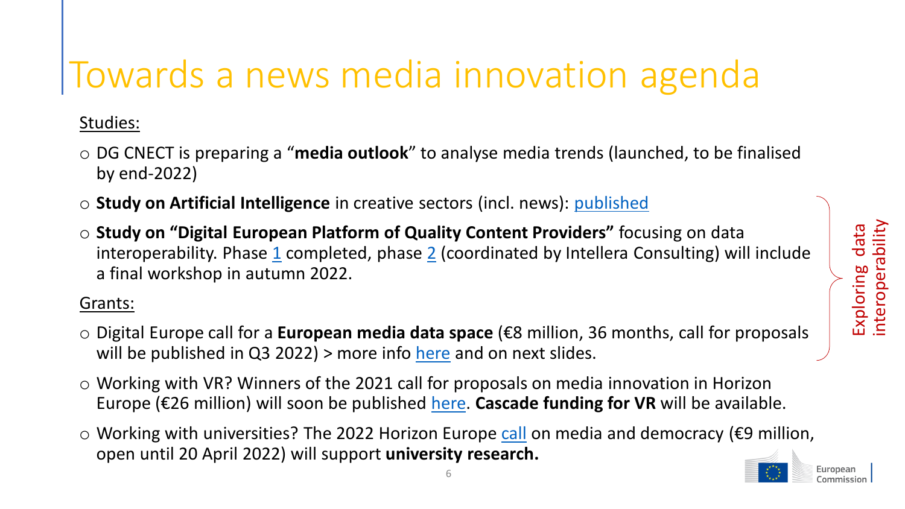# Towards a news media innovation agenda

Studies:

- DG CNECT is preparing a "**media outlook**" to analyse media trends (launched, to be finalised by end-2022)
- **Study on Artificial Intelligence** in creative sectors (incl. news): published
- **Study on "Digital European Platform of Quality Content Providers"** focusing on data interoperability. Phase 1 completed, phase 2 (coordinated by Intellera Consulting) will include a final workshop in autumn 2022.

Grants:

- Digital Europe call for a **European media data space** (€8 million, 36 months, call for proposals will be published in Q3 2022) > more info here and on next slides.
- Working with VR? Winners of the 2021 call for proposals on media innovation in Horizon Europe (€26 million) will soon be published here. **Cascade funding for VR** will be available.
- Working with universities? The 2022 Horizon Europe call on media and democracy (€9 million, open until 20 April 2022) will support **university research.**

Exploring data interoperability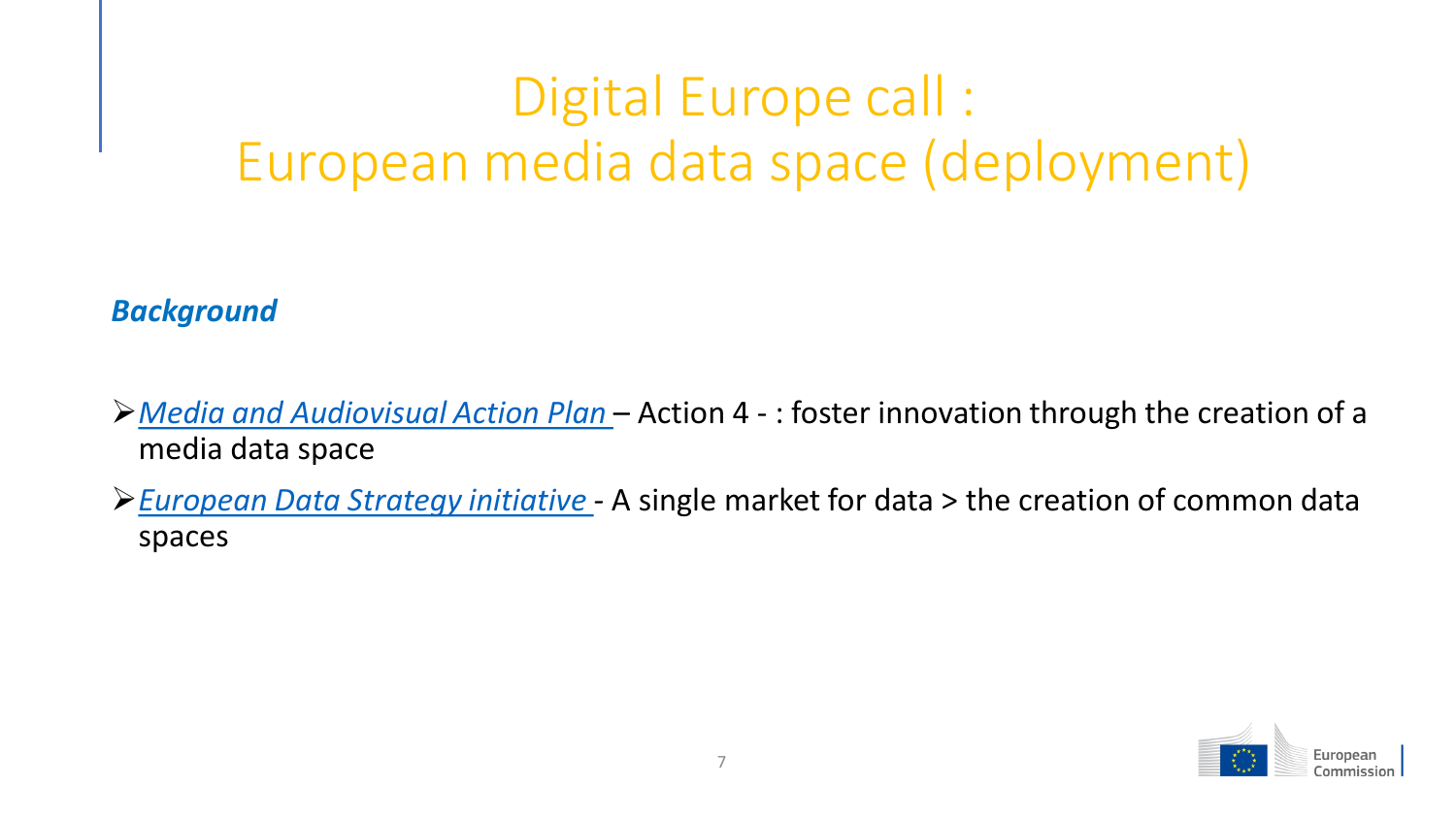# Digital Europe call : European media data space (deployment)

***Background***

- *Media and Audiovisual Action Plan* – Action 4 - : foster innovation through the creation of a media data space
- *European Data Strategy initiative* - A single market for data > the creation of common data spaces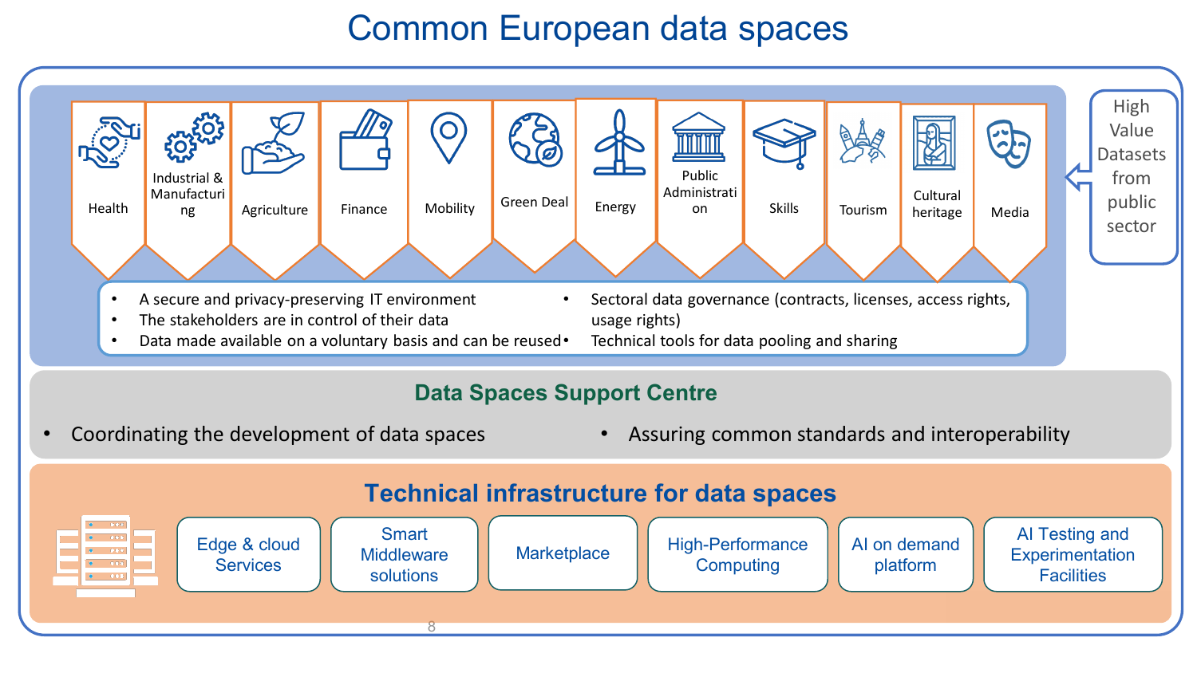# Common European data spaces

Health | Industrial & Manufacturing | Agriculture | Finance | Mobility | Green Deal | Energy | Public Administration | Skills | Tourism | Cultural heritage | Media

High Value Datasets from public sector

- A secure and privacy-preserving IT environment
- The stakeholders are in control of their data
- Data made available on a voluntary basis and can be reused
- Sectoral data governance (contracts, licenses, access rights, usage rights)
- Technical tools for data pooling and sharing

## Data Spaces Support Centre

- Coordinating the development of data spaces
- Assuring common standards and interoperability

## Technical infrastructure for data spaces

Edge & cloud Services | Smart Middleware solutions | Marketplace | High-Performance Computing | AI on demand platform | AI Testing and Experimentation Facilities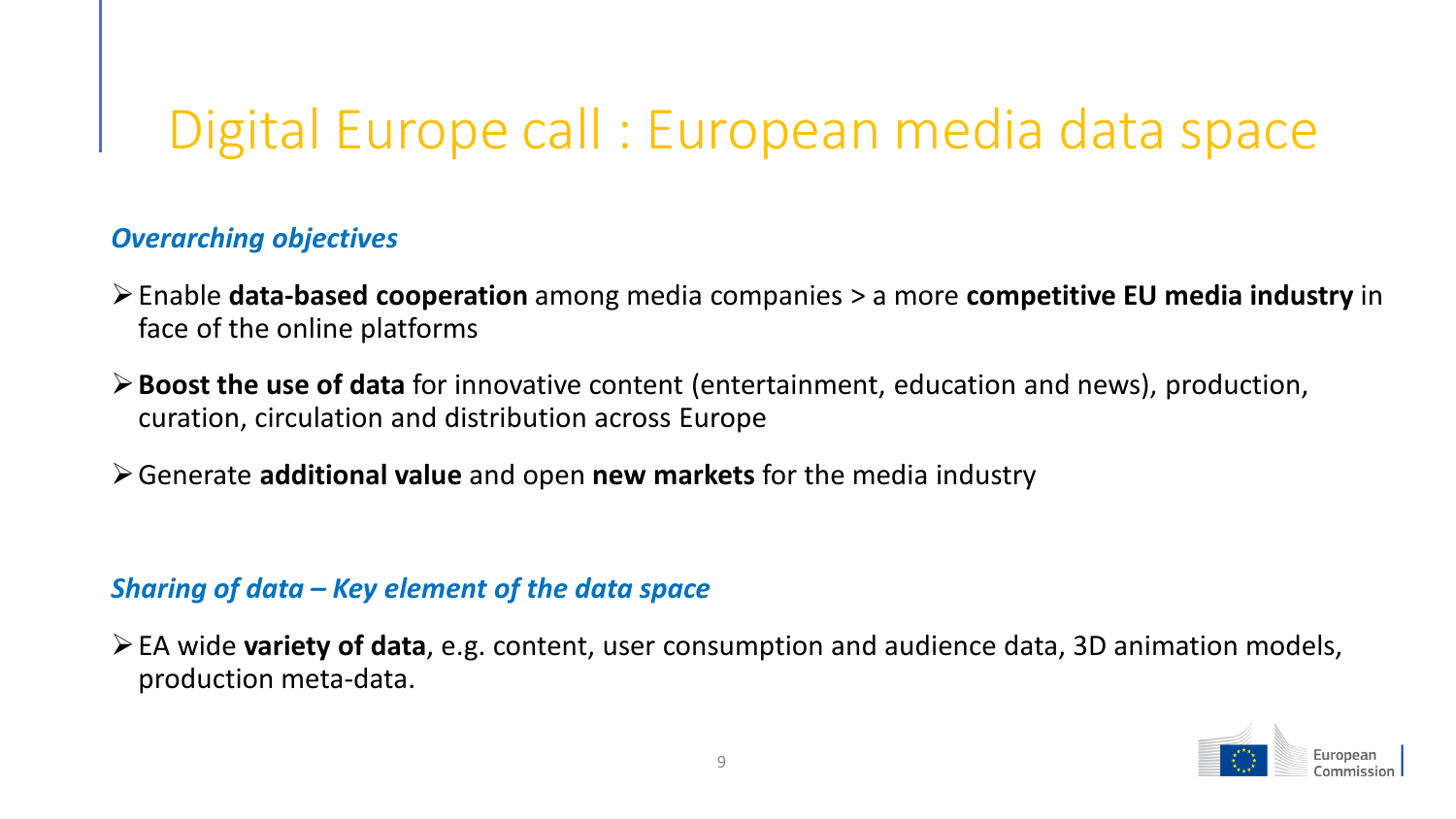# Digital Europe call : European media data space

***Overarching objectives***

- Enable **data-based cooperation** among media companies > a more **competitive EU media industry** in face of the online platforms
- **Boost the use of data** for innovative content (entertainment, education and news), production, curation, circulation and distribution across Europe
- Generate **additional value** and open **new markets** for the media industry

***Sharing of data – Key element of the data space***

- EA wide **variety of data**, e.g. content, user consumption and audience data, 3D animation models, production meta-data.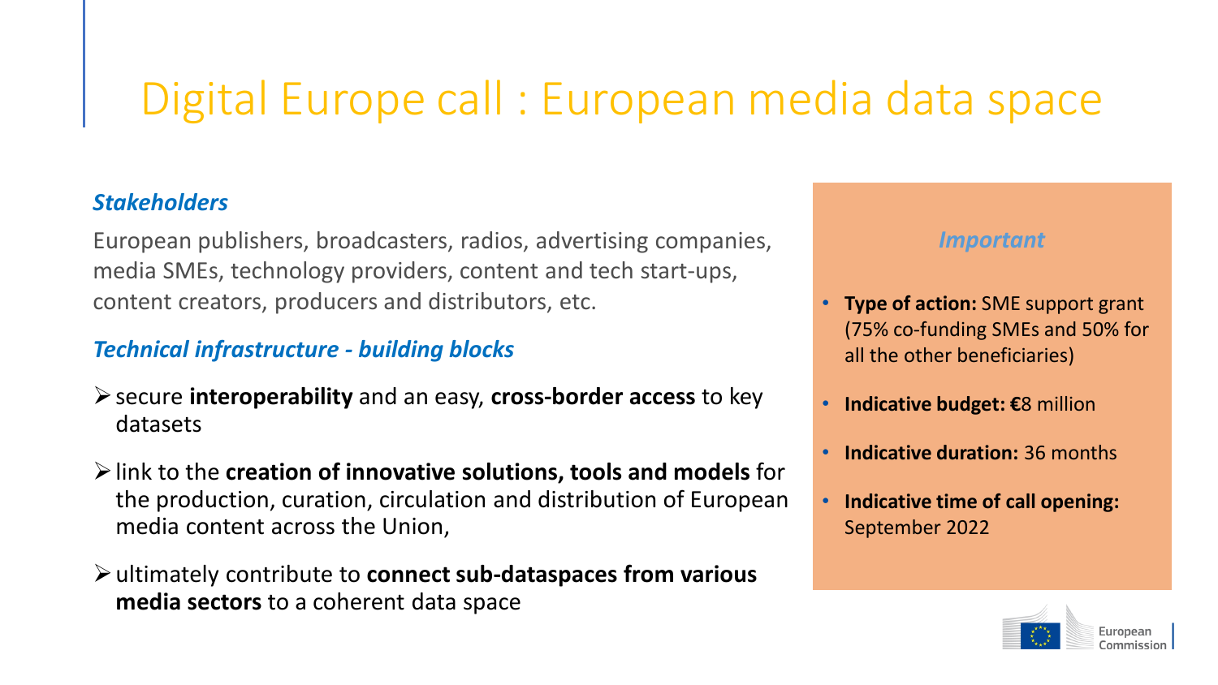# Digital Europe call : European media data space

***Stakeholders***

European publishers, broadcasters, radios, advertising companies, media SMEs, technology providers, content and tech start-ups, content creators, producers and distributors, etc.

***Technical infrastructure - building blocks***

- secure **interoperability** and an easy, **cross-border access** to key datasets
- link to the **creation of innovative solutions, tools and models** for the production, curation, circulation and distribution of European media content across the Union,
- ultimately contribute to **connect sub-dataspaces from various media sectors** to a coherent data space

***Important***

- **Type of action:** SME support grant (75% co-funding SMEs and 50% for all the other beneficiaries)
- **Indicative budget: €**8 million
- **Indicative duration:** 36 months
- **Indicative time of call opening:** September 2022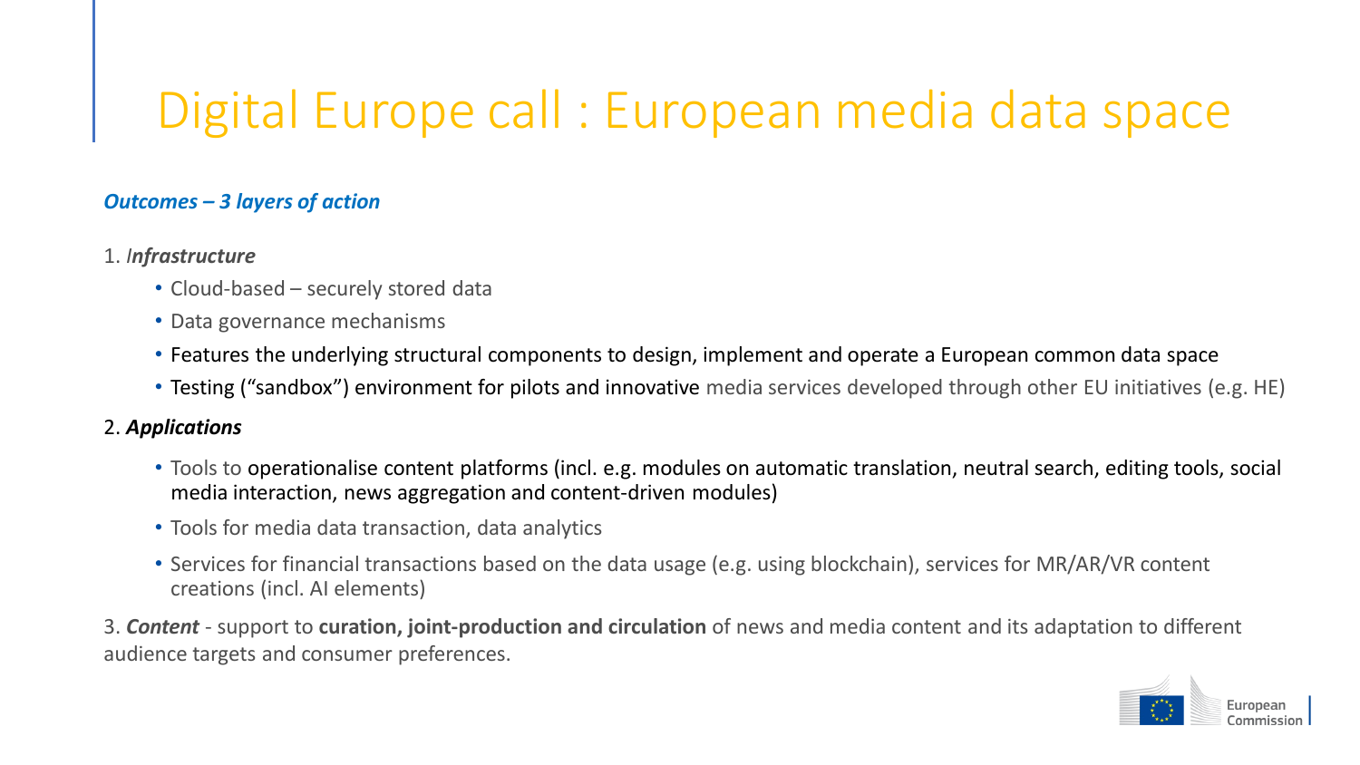# Digital Europe call : European media data space

***Outcomes – 3 layers of action***

1. ***Infrastructure***
    - Cloud-based – securely stored data
    - Data governance mechanisms
    - Features the underlying structural components to design, implement and operate a European common data space
    - Testing ("sandbox") environment for pilots and innovative media services developed through other EU initiatives (e.g. HE)

2. ***Applications***
    - Tools to operationalise content platforms (incl. e.g. modules on automatic translation, neutral search, editing tools, social media interaction, news aggregation and content-driven modules)
    - Tools for media data transaction, data analytics
    - Services for financial transactions based on the data usage (e.g. using blockchain), services for MR/AR/VR content creations (incl. AI elements)

3. ***Content*** - support to **curation, joint-production and circulation** of news and media content and its adaptation to different audience targets and consumer preferences.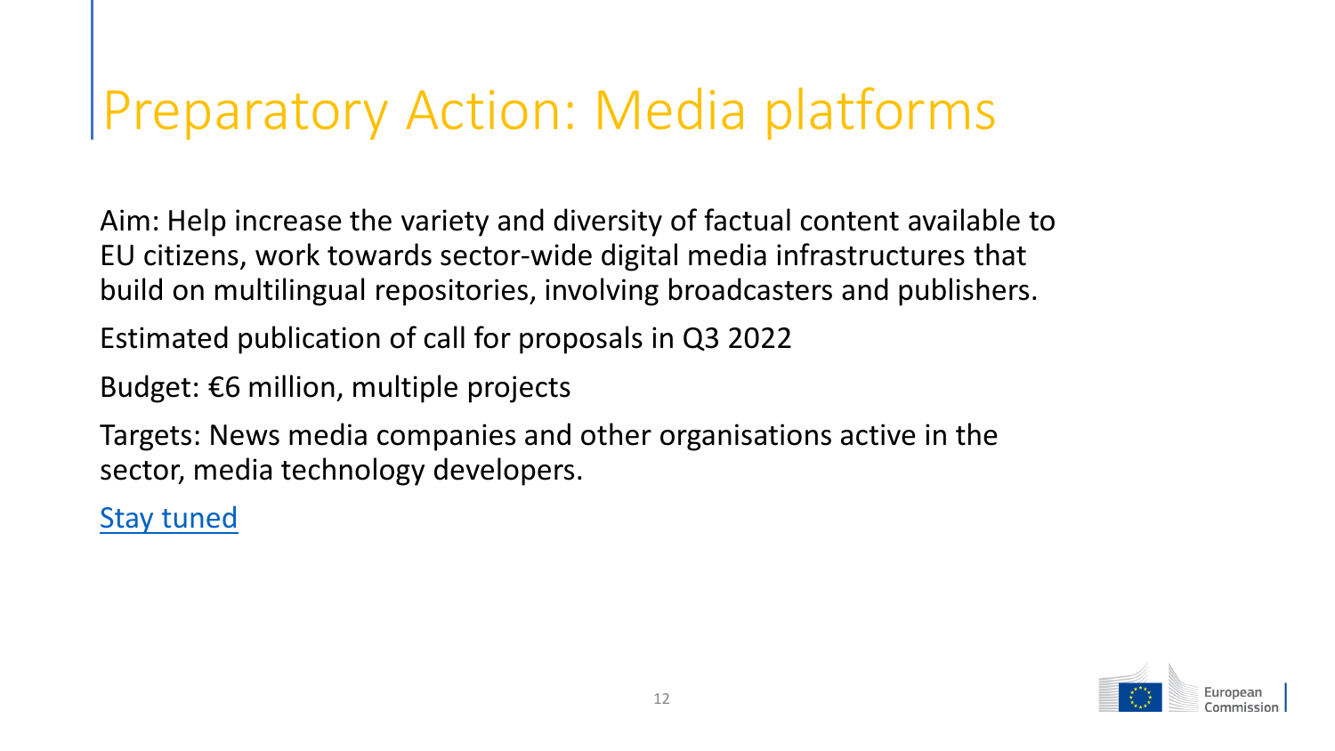# Preparatory Action: Media platforms

Aim: Help increase the variety and diversity of factual content available to EU citizens, work towards sector-wide digital media infrastructures that build on multilingual repositories, involving broadcasters and publishers.

Estimated publication of call for proposals in Q3 2022

Budget: €6 million, multiple projects

Targets: News media companies and other organisations active in the sector, media technology developers.

Stay tuned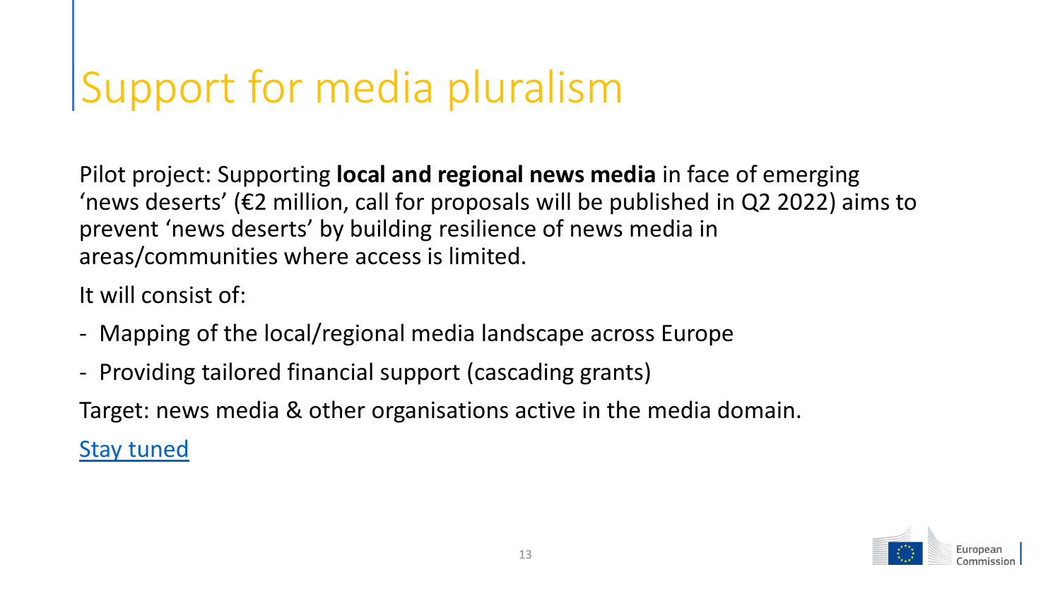# Support for media pluralism

Pilot project: Supporting **local and regional news media** in face of emerging 'news deserts' (€2 million, call for proposals will be published in Q2 2022) aims to prevent 'news deserts' by building resilience of news media in areas/communities where access is limited.

It will consist of:

- Mapping of the local/regional media landscape across Europe
- Providing tailored financial support (cascading grants)

Target: news media & other organisations active in the media domain.

Stay tuned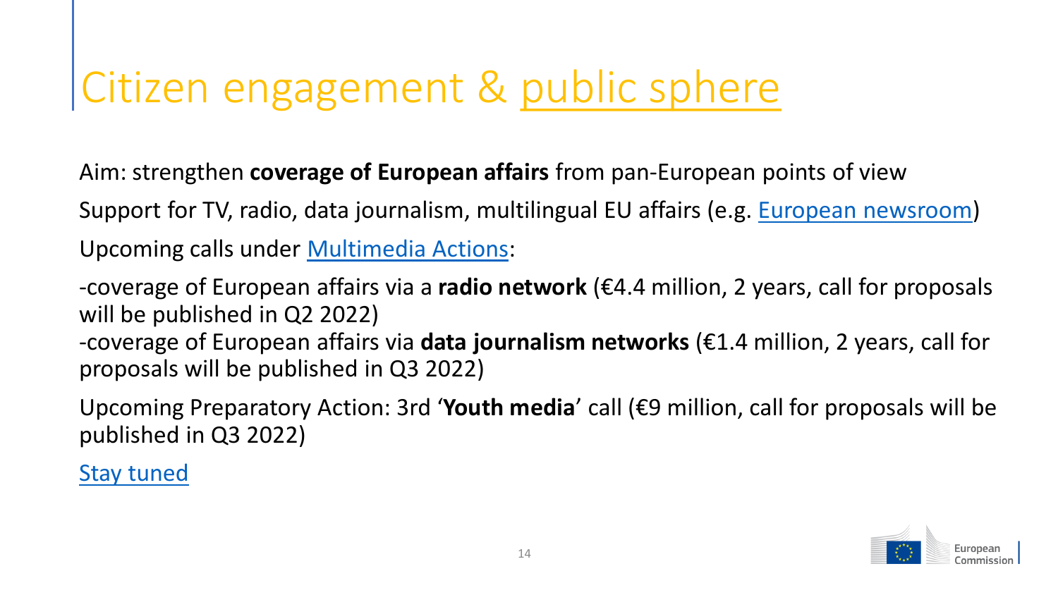# Citizen engagement & public sphere

Aim: strengthen **coverage of European affairs** from pan-European points of view

Support for TV, radio, data journalism, multilingual EU affairs (e.g. European newsroom)

Upcoming calls under Multimedia Actions:

-coverage of European affairs via a **radio network** (€4.4 million, 2 years, call for proposals will be published in Q2 2022)
-coverage of European affairs via **data journalism networks** (€1.4 million, 2 years, call for proposals will be published in Q3 2022)

Upcoming Preparatory Action: 3rd '**Youth media**' call (€9 million, call for proposals will be published in Q3 2022)

Stay tuned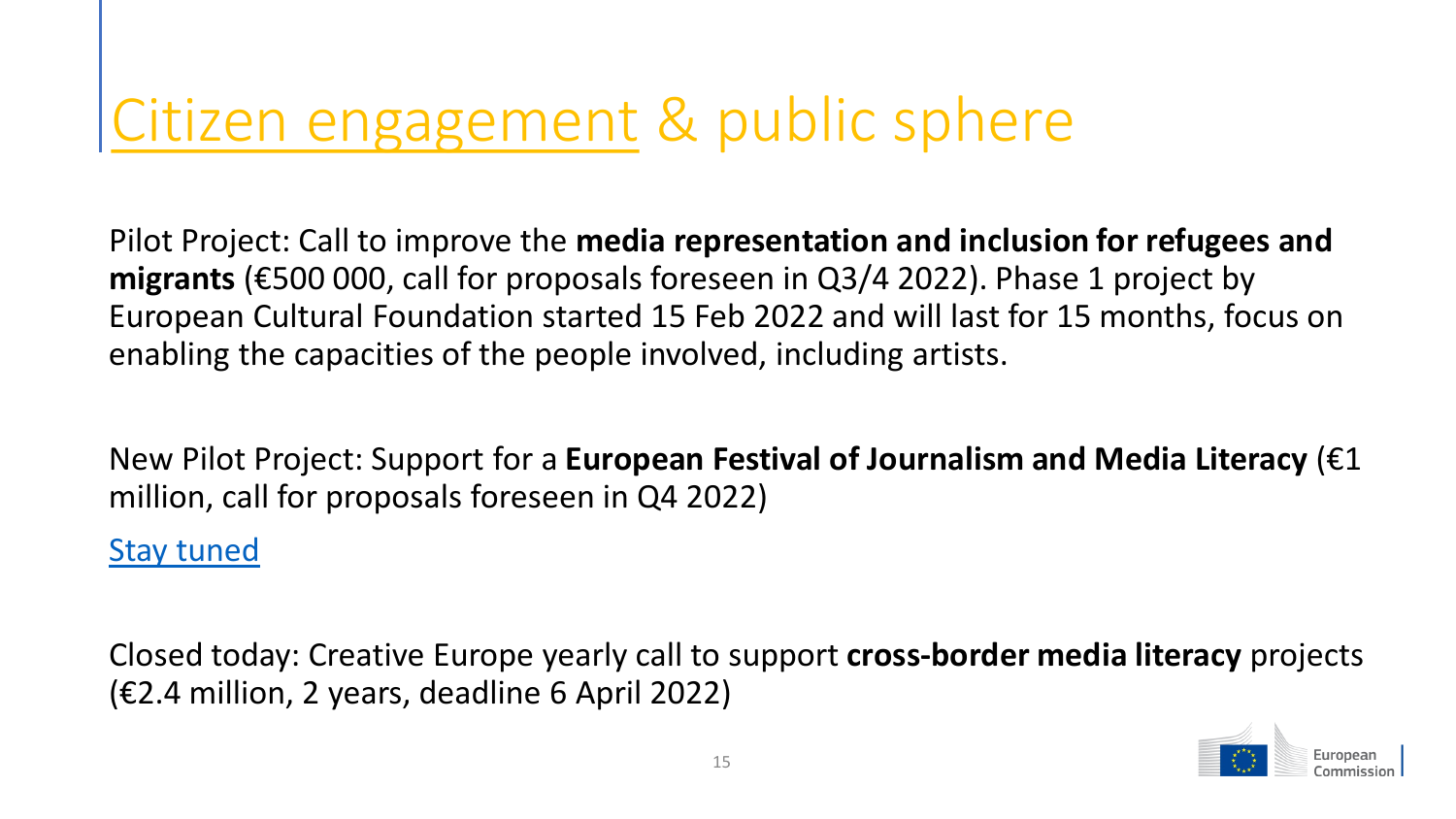# Citizen engagement & public sphere

Pilot Project: Call to improve the **media representation and inclusion for refugees and migrants** (€500 000, call for proposals foreseen in Q3/4 2022). Phase 1 project by European Cultural Foundation started 15 Feb 2022 and will last for 15 months, focus on enabling the capacities of the people involved, including artists.

New Pilot Project: Support for a **European Festival of Journalism and Media Literacy** (€1 million, call for proposals foreseen in Q4 2022)

Stay tuned

Closed today: Creative Europe yearly call to support **cross-border media literacy** projects (€2.4 million, 2 years, deadline 6 April 2022)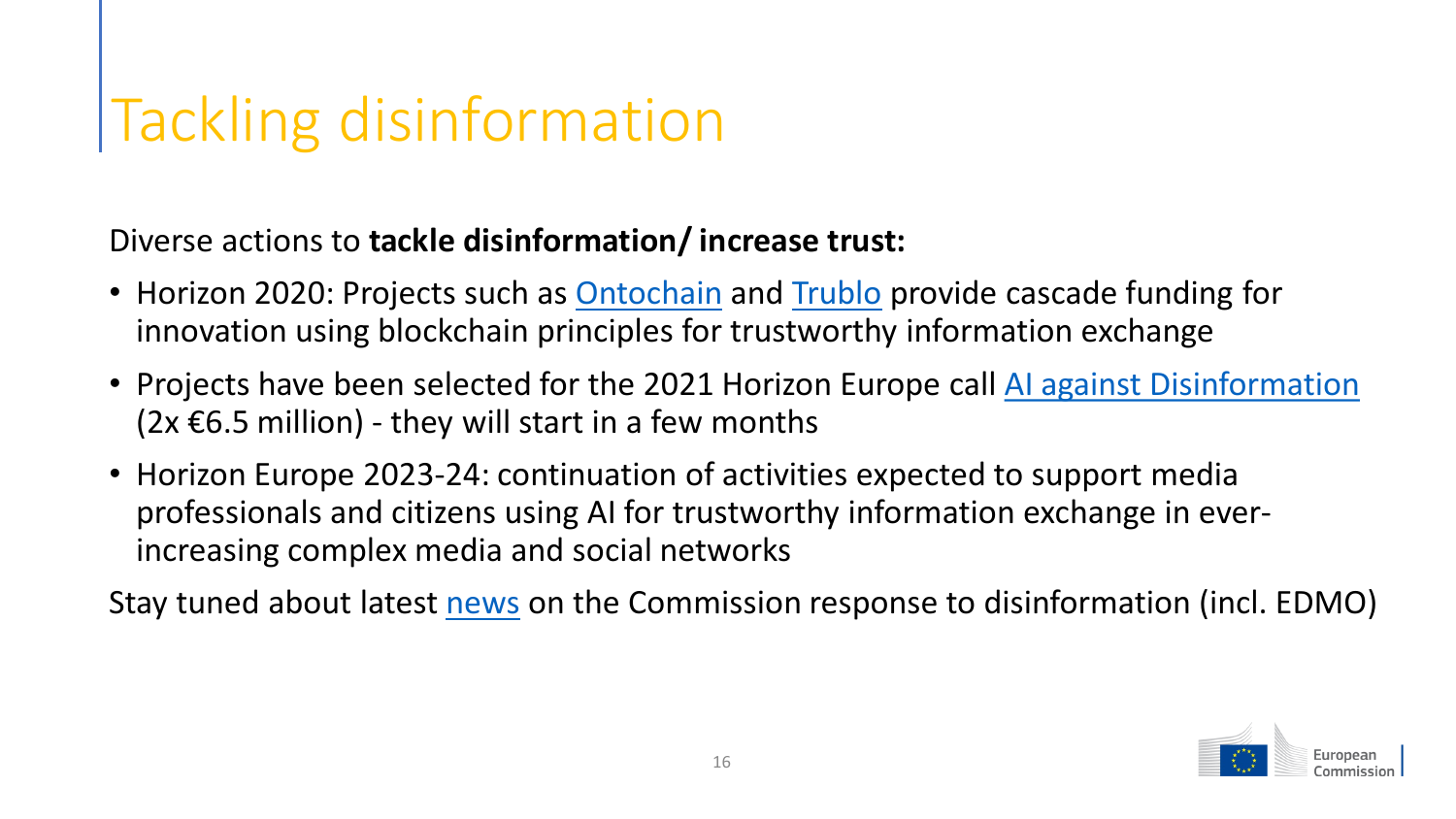# Tackling disinformation

Diverse actions to **tackle disinformation/ increase trust:**

- Horizon 2020: Projects such as Ontochain and Trublo provide cascade funding for innovation using blockchain principles for trustworthy information exchange
- Projects have been selected for the 2021 Horizon Europe call AI against Disinformation (2x €6.5 million) - they will start in a few months
- Horizon Europe 2023-24: continuation of activities expected to support media professionals and citizens using AI for trustworthy information exchange in ever-increasing complex media and social networks

Stay tuned about latest news on the Commission response to disinformation (incl. EDMO)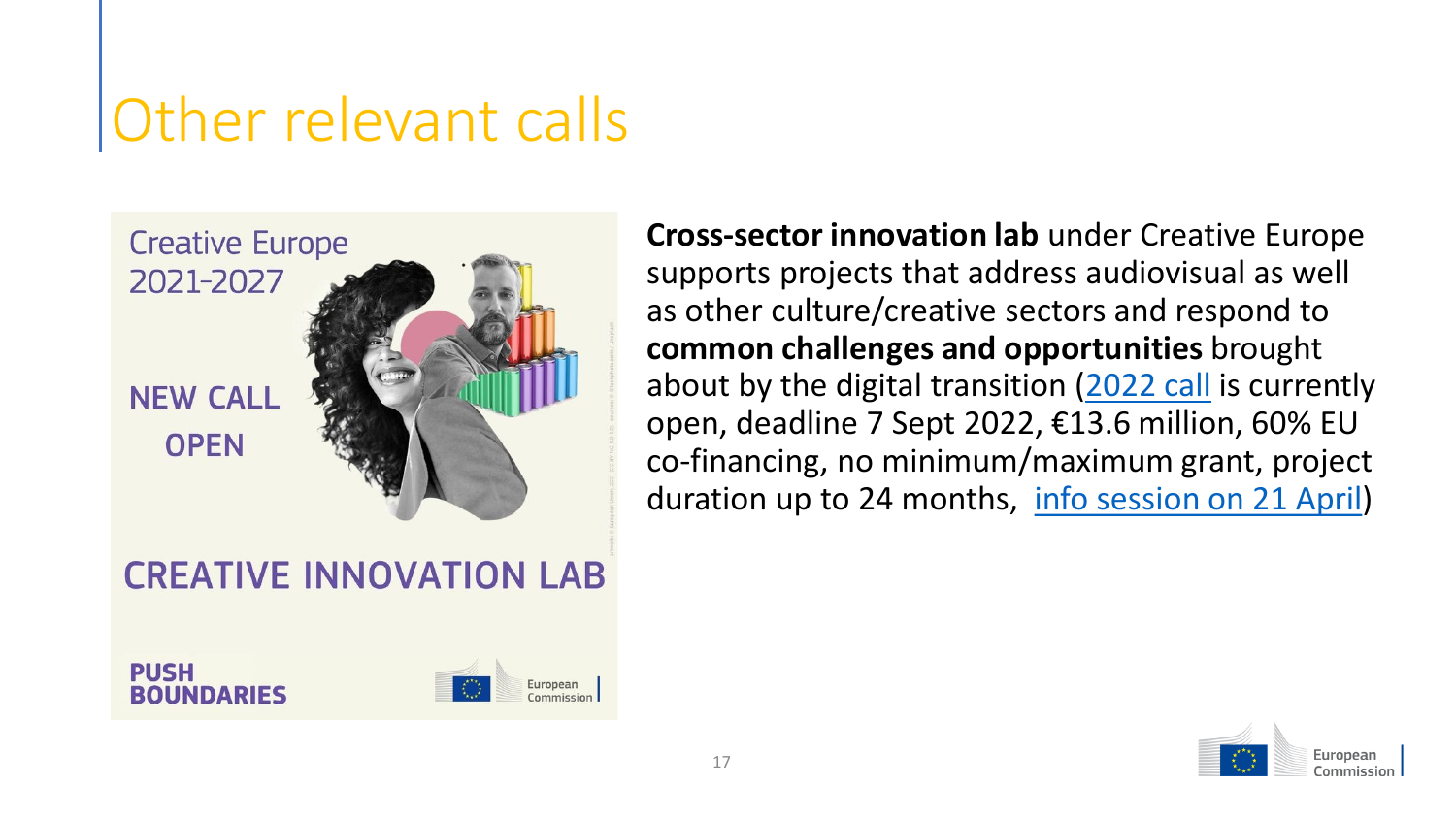# Other relevant calls

Creative Europe 2021-2027

NEW CALL OPEN

CREATIVE INNOVATION LAB

PUSH BOUNDARIES

**Cross-sector innovation lab** under Creative Europe supports projects that address audiovisual as well as other culture/creative sectors and respond to **common challenges and opportunities** brought about by the digital transition (2022 call is currently open, deadline 7 Sept 2022, €13.6 million, 60% EU co-financing, no minimum/maximum grant, project duration up to 24 months, info session on 21 April)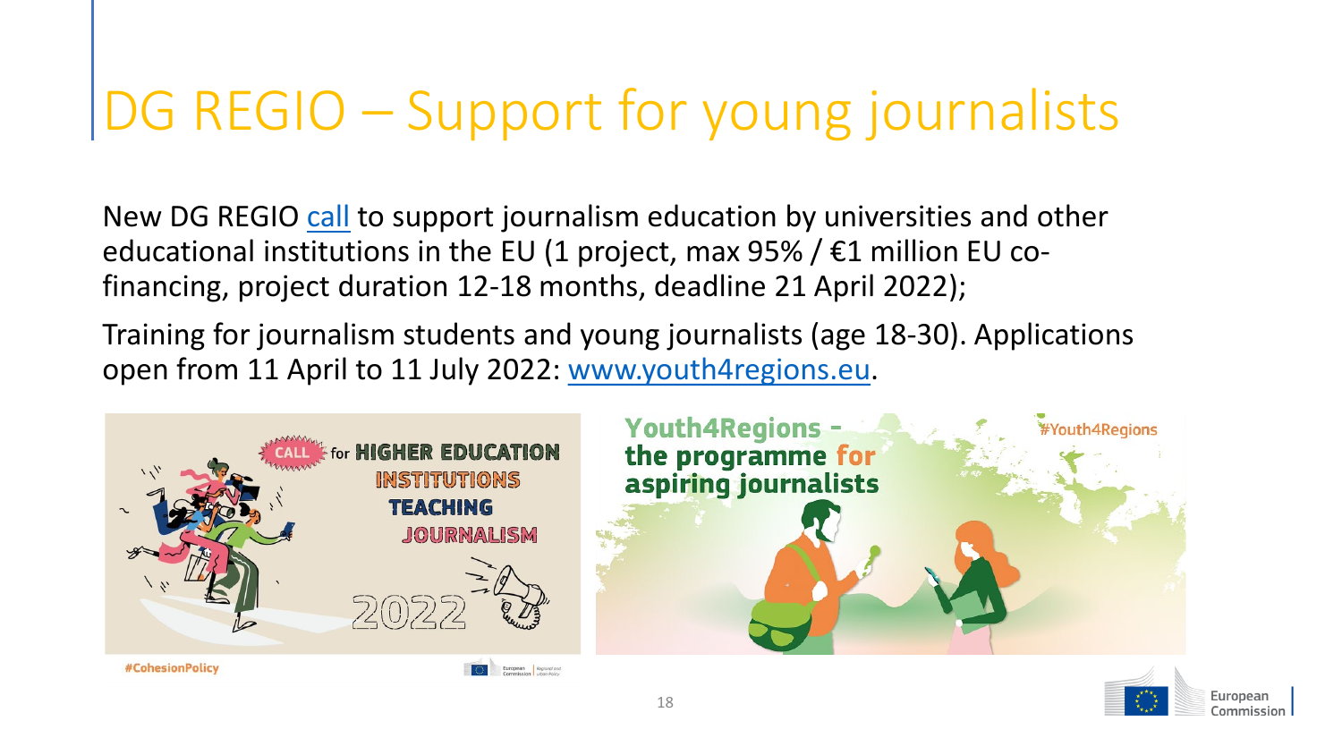# DG REGIO – Support for young journalists

New DG REGIO call to support journalism education by universities and other educational institutions in the EU (1 project, max 95% / €1 million EU co-financing, project duration 12-18 months, deadline 21 April 2022);

Training for journalism students and young journalists (age 18-30). Applications open from 11 April to 11 July 2022: www.youth4regions.eu.

CALL for HIGHER EDUCATION INSTITUTIONS TEACHING JOURNALISM 2022

#CohesionPolicy

Youth4Regions – the programme for aspiring journalists

#Youth4Regions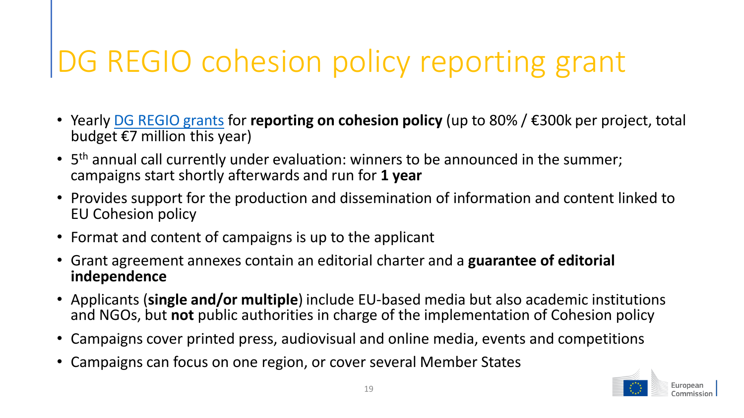# DG REGIO cohesion policy reporting grant

- Yearly DG REGIO grants for **reporting on cohesion policy** (up to 80% / €300k per project, total budget €7 million this year)
- 5th annual call currently under evaluation: winners to be announced in the summer; campaigns start shortly afterwards and run for **1 year**
- Provides support for the production and dissemination of information and content linked to EU Cohesion policy
- Format and content of campaigns is up to the applicant
- Grant agreement annexes contain an editorial charter and a **guarantee of editorial independence**
- Applicants (**single and/or multiple**) include EU-based media but also academic institutions and NGOs, but **not** public authorities in charge of the implementation of Cohesion policy
- Campaigns cover printed press, audiovisual and online media, events and competitions
- Campaigns can focus on one region, or cover several Member States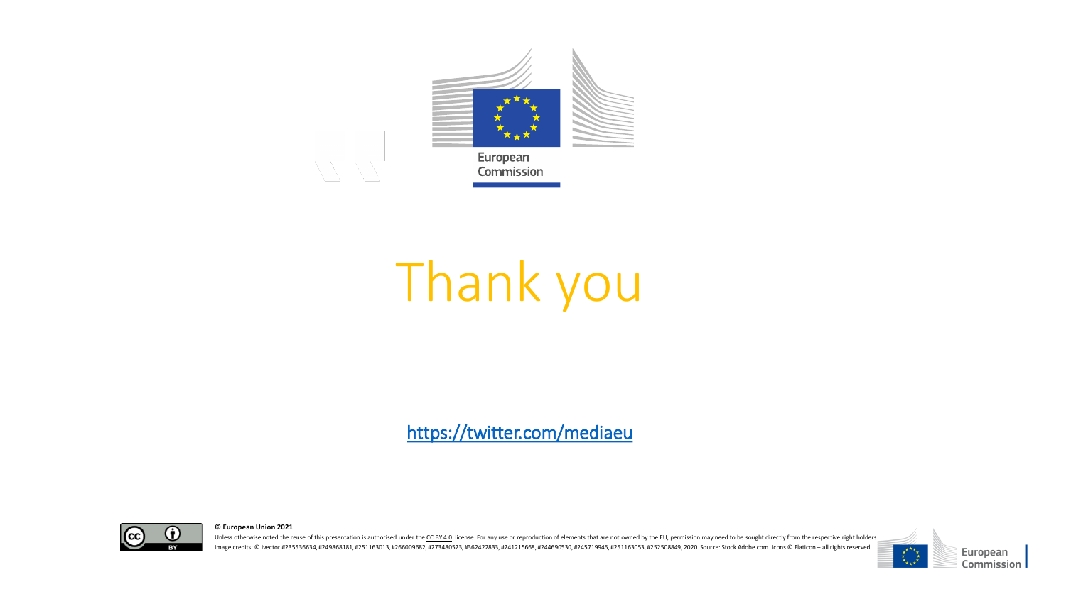# Thank you

https://twitter.com/mediaeu

**© European Union 2021**

Unless otherwise noted the reuse of this presentation is authorised under the CC BY 4.0 license. For any use or reproduction of elements that are not owned by the EU, permission may need to be sought directly from the respective right holders.
Image credits: © ivector #235536634, #249868181, #251163013, #266009682, #273480523, #362422833, #241215668, #244690530, #245719946, #251163053, #252508849, 2020. Source: Stock.Adobe.com. Icons © Flaticon – all rights reserved.